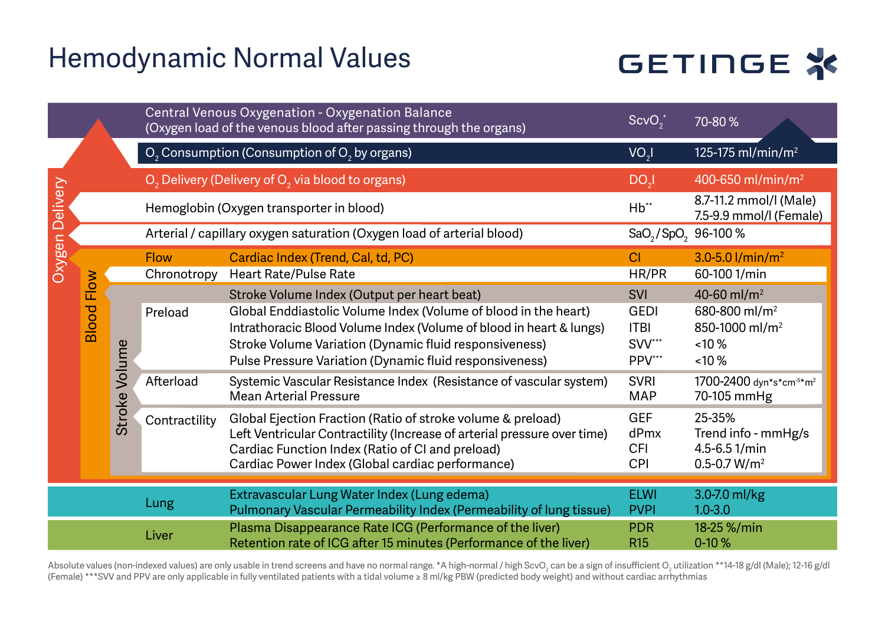# Hemodynamic Normal Values

GETINGE

| Category | Subcategory | Parameter | Abbreviation | Normal Value |
|---|---|---|---|---|
| | | Central Venous Oxygenation - Oxygenation Balance (Oxygen load of the venous blood after passing through the organs) | $ScvO_2$* | 70-80 % |
| | | $O_2$ Consumption (Consumption of $O_2$ by organs) | $VO_2I$ | 125-175 $ml/min/m^2$ |
| Oxygen Delivery | | $O_2$ Delivery (Delivery of $O_2$ via blood to organs) | $DO_2I$ | 400-650 $ml/min/m^2$ |
| Oxygen Delivery | | Hemoglobin (Oxygen transporter in blood) | Hb** | 8.7-11.2 mmol/l (Male) 7.5-9.9 mmol/l (Female) |
| Oxygen Delivery | | Arterial / capillary oxygen saturation (Oxygen load of arterial blood) | $SaO_2$ / $SpO_2$ | 96-100 % |
| Blood Flow | Flow | Cardiac Index (Trend, Cal, td, PC) | CI | 3.0-5.0 $l/min/m^2$ |
| Blood Flow | Chronotropy | Heart Rate/Pulse Rate | HR/PR | 60-100 1/min |
| Stroke Volume | | Stroke Volume Index (Output per heart beat) | SVI | 40-60 $ml/m^2$ |
| Stroke Volume | Preload | Global Enddiastolic Volume Index (Volume of blood in the heart) | GEDI | 680-800 $ml/m^2$ |
| Stroke Volume | Preload | Intrathoracic Blood Volume Index (Volume of blood in heart & lungs) | ITBI | 850-1000 $ml/m^2$ |
| Stroke Volume | Preload | Stroke Volume Variation (Dynamic fluid responsiveness) | SVV*** | <10 % |
| Stroke Volume | Preload | Pulse Pressure Variation (Dynamic fluid responsiveness) | PPV*** | <10 % |
| Stroke Volume | Afterload | Systemic Vascular Resistance Index (Resistance of vascular system) | SVRI | 1700-2400 $dyn*s*cm^{-5}*m^2$ |
| Stroke Volume | Afterload | Mean Arterial Pressure | MAP | 70-105 mmHg |
| Stroke Volume | Contractility | Global Ejection Fraction (Ratio of stroke volume & preload) | GEF | 25-35% |
| Stroke Volume | Contractility | Left Ventricular Contractility (Increase of arterial pressure over time) | dPmx | Trend info - mmHg/s |
| Stroke Volume | Contractility | Cardiac Function Index (Ratio of CI and preload) | CFI | 4.5-6.5 1/min |
| Stroke Volume | Contractility | Cardiac Power Index (Global cardiac performance) | CPI | 0.5-0.7 $W/m^2$ |
| | Lung | Extravascular Lung Water Index (Lung edema) | ELWI | 3.0-7.0 ml/kg |
| | Lung | Pulmonary Vascular Permeability Index (Permeability of lung tissue) | PVPI | 1.0-3.0 |
| | Liver | Plasma Disappearance Rate ICG (Performance of the liver) | PDR | 18-25 %/min |
| | Liver | Retention rate of ICG after 15 minutes (Performance of the liver) | R15 | 0-10 % |

Absolute values (non-indexed values) are only usable in trend screens and have no normal range. *A high-normal / high $ScvO_2$ can be a sign of insufficient $O_2$ utilization **14-18 g/dl (Male); 12-16 g/dl (Female) ***SVV and PPV are only applicable in fully ventilated patients with a tidal volume ≥ 8 ml/kg PBW (predicted body weight) and without cardiac arrhythmias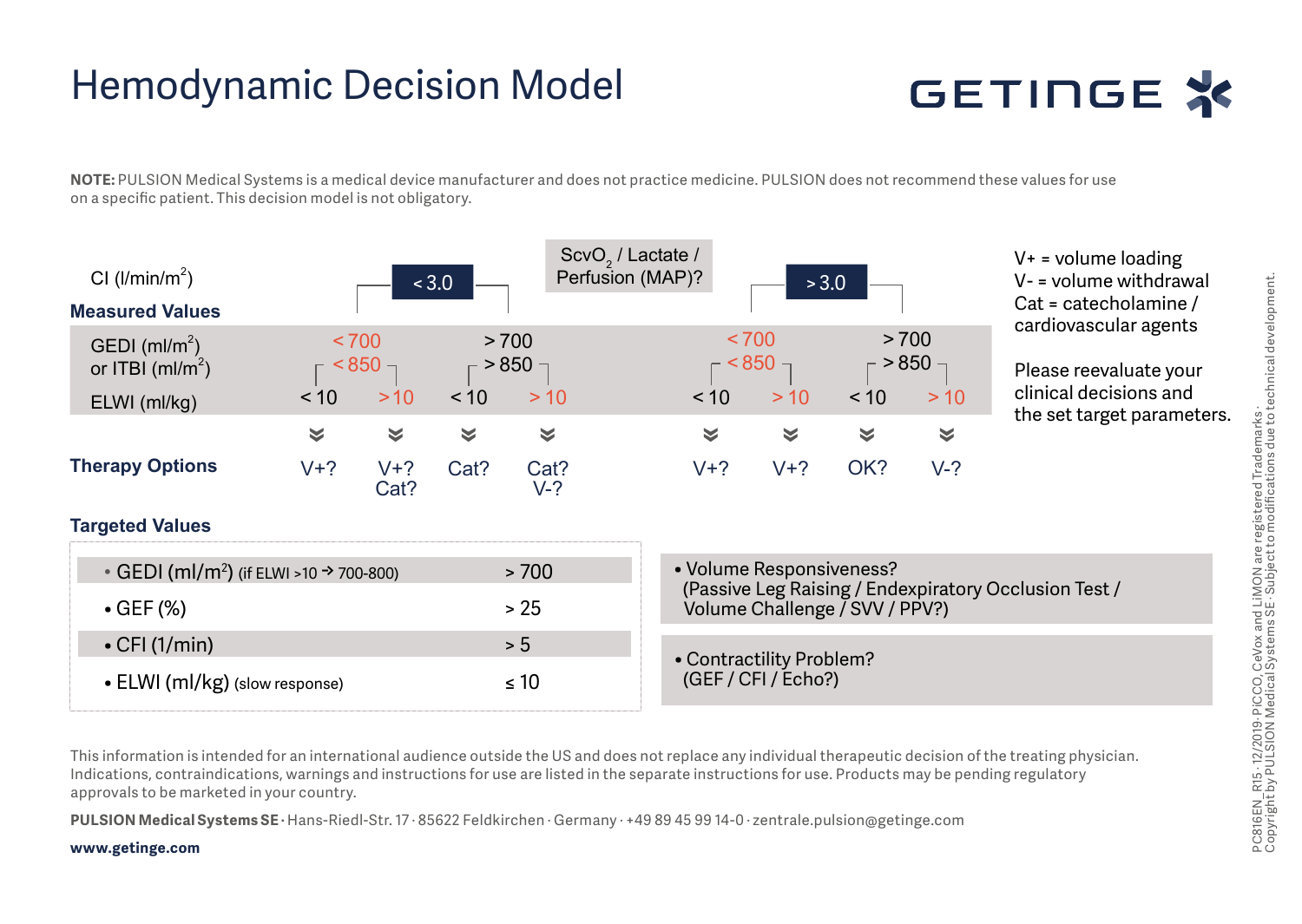# Hemodynamic Decision Model

GETINGE

**NOTE:** PULSION Medical Systems is a medical device manufacturer and does not practice medicine. PULSION does not recommend these values for use on a specific patient. This decision model is not obligatory.

ScvO$_2$ / Lactate / Perfusion (MAP)?

| CI (l/min/m$^2$) | < 3.0 | | | | > 3.0 | | | |
|---|---|---|---|---|---|---|---|---|
| **Measured Values** | | | | | | | | |
| GEDI (ml/m$^2$) or ITBI (ml/m$^2$) | < 700 / < 850 | | > 700 / > 850 | | < 700 / < 850 | | > 700 / > 850 | |
| ELWI (ml/kg) | < 10 | > 10 | < 10 | > 10 | < 10 | > 10 | < 10 | > 10 |
| **Therapy Options** | V+? | V+? Cat? | Cat? | Cat? V-? | V+? | V+? | OK? | V-? |

V+ = volume loading
V- = volume withdrawal
Cat = catecholamine / cardiovascular agents

Please reevaluate your clinical decisions and the set target parameters.

### Targeted Values

| | |
|---|---|
| • GEDI (ml/m$^2$) (if ELWI >10 → 700-800) | > 700 |
| • GEF (%) | > 25 |
| • CFI (1/min) | > 5 |
| • ELWI (ml/kg) (slow response) | ≤ 10 |

- Volume Responsiveness?
  (Passive Leg Raising / Endexpiratory Occlusion Test / Volume Challenge / SVV / PPV?)

- Contractility Problem?
  (GEF / CFI / Echo?)

This information is intended for an international audience outside the US and does not replace any individual therapeutic decision of the treating physician. Indications, contraindications, warnings and instructions for use are listed in the separate instructions for use. Products may be pending regulatory approvals to be marketed in your country.

**PULSION Medical Systems SE** · Hans-Riedl-Str. 17 · 85622 Feldkirchen · Germany · +49 89 45 99 14-0 · zentrale.pulsion@getinge.com

**www.getinge.com**

PC816EN_R15 · 12/2019 · PiCCO, CeVox and LiMON are registered Trademarks · Copyright by PULSION Medical Systems SE · Subject to modifications due to technical development.